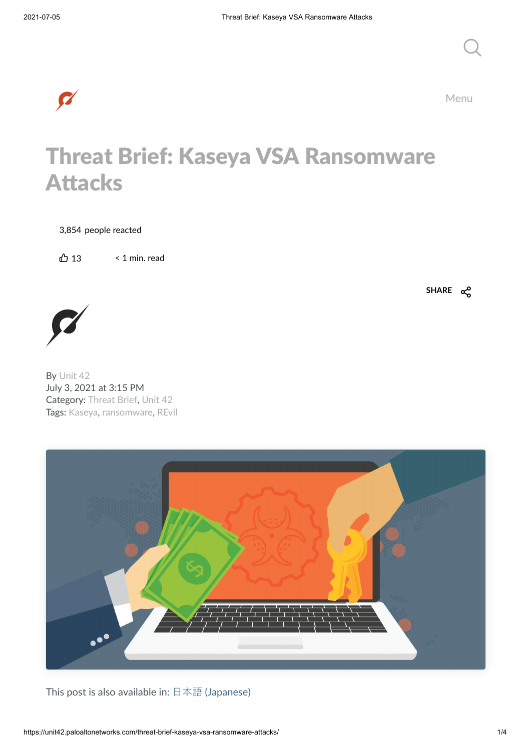# Threat Brief: Kaseya VSA Ransomware Attacks

3,854 people reacted

13

< 1 min. read

SHARE

By Unit 42
July 3, 2021 at 3:15 PM
Category: Threat Brief, Unit 42
Tags: Kaseya, ransomware, REvil

This post is also available in: 日本語 (Japanese)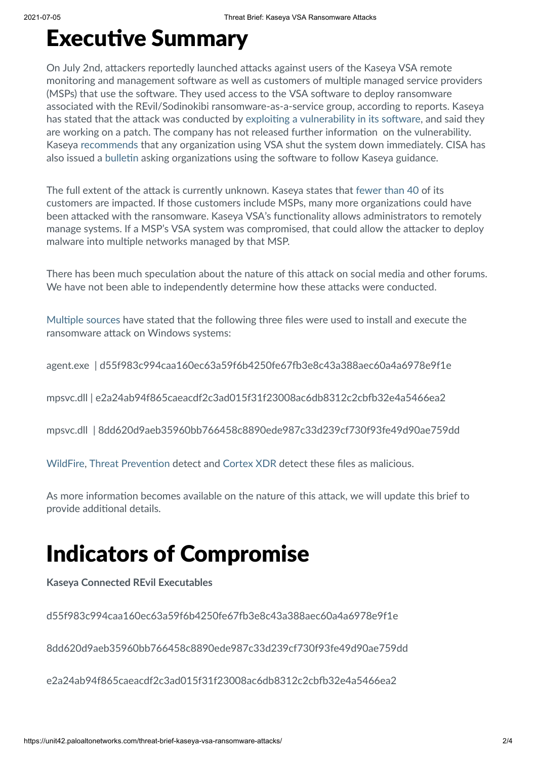# Executive Summary

On July 2nd, attackers reportedly launched attacks against users of the Kaseya VSA remote monitoring and management software as well as customers of multiple managed service providers (MSPs) that use the software. They used access to the VSA software to deploy ransomware associated with the REvil/Sodinokibi ransomware-as-a-service group, according to reports. Kaseya has stated that the attack was conducted by exploiting a vulnerability in its software, and said they are working on a patch. The company has not released further information on the vulnerability. Kaseya recommends that any organization using VSA shut the system down immediately. CISA has also issued a bulletin asking organizations using the software to follow Kaseya guidance.

The full extent of the attack is currently unknown. Kaseya states that fewer than 40 of its customers are impacted. If those customers include MSPs, many more organizations could have been attacked with the ransomware. Kaseya VSA's functionality allows administrators to remotely manage systems. If a MSP's VSA system was compromised, that could allow the attacker to deploy malware into multiple networks managed by that MSP.

There has been much speculation about the nature of this attack on social media and other forums. We have not been able to independently determine how these attacks were conducted.

Multiple sources have stated that the following three files were used to install and execute the ransomware attack on Windows systems:

agent.exe | d55f983c994caa160ec63a59f6b4250fe67fb3e8c43a388aec60a4a6978e9f1e

mpsvc.dll | e2a24ab94f865caeacdf2c3ad015f31f23008ac6db8312c2cbfb32e4a5466ea2

mpsvc.dll | 8dd620d9aeb35960bb766458c8890ede987c33d239cf730f93fe49d90ae759dd

WildFire, Threat Prevention detect and Cortex XDR detect these files as malicious.

As more information becomes available on the nature of this attack, we will update this brief to provide additional details.

# Indicators of Compromise

**Kaseya Connected REvil Executables**

d55f983c994caa160ec63a59f6b4250fe67fb3e8c43a388aec60a4a6978e9f1e

8dd620d9aeb35960bb766458c8890ede987c33d239cf730f93fe49d90ae759dd

e2a24ab94f865caeacdf2c3ad015f31f23008ac6db8312c2cbfb32e4a5466ea2